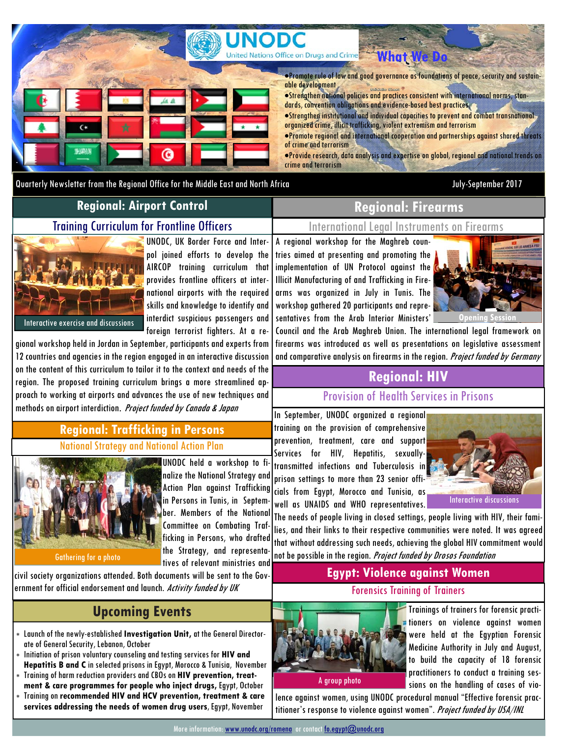# UNODC

United Nations Office on Drugs and Crime

## What We Do

- Promote rule of law and good governance as foundations of peace, security and sustainable development
- Strengthen national policies and practices consistent with international norms, standards, convention obligations and evidence-based best practices
- Strengthen institutional and individual capacities to prevent and combat transnational organized crime, illicit trafficking, violent extremism and terrorism
- Promote regional and international cooperation and partnerships against shared threats of crime and terrorism
- Provide research, data analysis and expertise on global, regional and national trends on crime and terrorism

Quarterly Newsletter from the Regional Office for the Middle East and North Africa

July-September 2017

## Regional: Airport Control

### Training Curriculum for Frontline Officers

Interactive exercise and discussions

UNODC, UK Border Force and Interpol joined efforts to develop the AIRCOP training curriculum that provides frontline officers at international airports with the required skills and knowledge to identify and interdict suspicious passengers and foreign terrorist fighters. At a regional workshop held in Jordan in September, participants and experts from 12 countries and agencies in the region engaged in an interactive discussion on the content of this curriculum to tailor it to the context and needs of the region. The proposed training curriculum brings a more streamlined approach to working at airports and advances the use of new techniques and methods on airport interdiction. *Project funded by Canada & Japan*

## Regional: Trafficking in Persons

### National Strategy and National Action Plan

Gathering for a photo

UNODC held a workshop to finalize the National Strategy and Action Plan against Trafficking in Persons in Tunis, in September. Members of the National Committee on Combating Trafficking in Persons, who drafted the Strategy, and representatives of relevant ministries and civil society organizations attended. Both documents will be sent to the Government for official endorsement and launch. *Activity funded by UK*

## Upcoming Events

- Launch of the newly-established **Investigation Unit,** at the General Directorate of General Security, Lebanon, October
- Initiation of prison voluntary counseling and testing services for **HIV and Hepatitis B and C** in selected prisons in Egypt, Morocco & Tunisia, November
- Training of harm reduction providers and CBOs on **HIV prevention, treatment & care programmes for people who inject drugs,** Egypt, October
- Training on **recommended HIV and HCV prevention, treatment & care services addressing the needs of women drug users**, Egypt, November

## Regional: Firearms

### International Legal Instruments on Firearms

Opening Session

A regional workshop for the Maghreb countries aimed at presenting and promoting the implementation of UN Protocol against the Illicit Manufacturing of and Trafficking in Firearms was organized in July in Tunis. The workshop gathered 20 participants and representatives from the Arab Interior Ministers' Council and the Arab Maghreb Union. The international legal framework on firearms was introduced as well as presentations on legislative assessment and comparative analysis on firearms in the region. *Project funded by Germany*

## Regional: HIV

### Provision of Health Services in Prisons

Interactive discussions

In September, UNODC organized a regional training on the provision of comprehensive prevention, treatment, care and support Services for HIV, Hepatitis, sexually-transmitted infections and Tuberculosis in prison settings to more than 23 senior officials from Egypt, Morocco and Tunisia, as well as UNAIDS and WHO representatives. The needs of people living in closed settings, people living with HIV, their families, and their links to their respective communities were noted. It was agreed that without addressing such needs, achieving the global HIV commitment would not be possible in the region. *Project funded by Drosos Foundation*

## Egypt: Violence against Women

### Forensics Training of Trainers

A group photo

Trainings of trainers for forensic practitioners on violence against women were held at the Egyptian Forensic Medicine Authority in July and August, to build the capacity of 18 forensic practitioners to conduct a training sessions on the handling of cases of violence against women, using UNODC procedural manual "Effective forensic practitioner's response to violence against women". *Project funded by USA/INL*

More information: www.unodc.org/romena or contact fo.egypt@unodc.org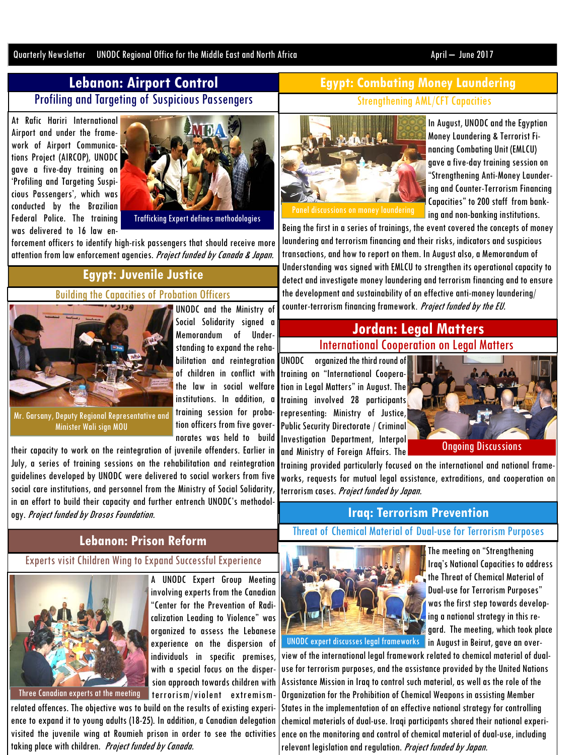## Lebanon: Airport Control

### Profiling and Targeting of Suspicious Passengers

At Rafic Hariri International Airport and under the framework of Airport Communications Project (AIRCOP), UNODC gave a five-day training on 'Profiling and Targeting Suspicious Passengers', which was conducted by the Brazilian Federal Police. The training was delivered to 16 law enforcement officers to identify high-risk passengers that should receive more attention from law enforcement agencies. *Project funded by Canada & Japan.*

Trafficking Expert defines methodologies

## Egypt: Juvenile Justice

### Building the Capacities of Probation Officers

UNODC and the Ministry of Social Solidarity signed a Memorandum of Understanding to expand the rehabilitation and reintegration of children in conflict with the law in social welfare institutions. In addition, a training session for probation officers from five governorates was held to build their capacity to work on the reintegration of juvenile offenders. Earlier in July, a series of training sessions on the rehabilitation and reintegration guidelines developed by UNODC were delivered to social workers from five social care institutions, and personnel from the Ministry of Social Solidarity, in an effort to build their capacity and further entrench UNODC's methodology. *Project funded by Drosos Foundation.*

Mr. Garsany, Deputy Regional Representative and Minister Wali sign MOU

## Lebanon: Prison Reform

### Experts visit Children Wing to Expand Successful Experience

A UNODC Expert Group Meeting involving experts from the Canadian "Center for the Prevention of Radicalization Leading to Violence" was organized to assess the Lebanese experience on the dispersion of individuals in specific premises, with a special focus on the dispersion approach towards children with terrorism/violent extremism-related offences. The objective was to build on the results of existing experience to expand it to young adults (18-25). In addition, a Canadian delegation visited the juvenile wing at Roumieh prison in order to see the activities taking place with children. *Project funded by Canada.*

Three Canadian experts at the meeting

## Egypt: Combating Money Laundering

### Strengthening AML/CFT Capacities

In August, UNODC and the Egyptian Money Laundering & Terrorist Financing Combating Unit (EMLCU) gave a five-day training session on "Strengthening Anti-Money Laundering and Counter-Terrorism Financing Capacities" to 200 staff from banking and non-banking institutions. Being the first in a series of trainings, the event covered the concepts of money laundering and terrorism financing and their risks, indicators and suspicious transactions, and how to report on them. In August also, a Memorandum of Understanding was signed with EMLCU to strengthen its operational capacity to detect and investigate money laundering and terrorism financing and to ensure the development and sustainability of an effective anti-money laundering/counter-terrorism financing framework. *Project funded by the EU.*

Panel discussions on money laundering

## Jordan: Legal Matters

### International Cooperation on Legal Matters

UNODC organized the third round of training on "International Cooperation in Legal Matters" in August. The training involved 28 participants representing: Ministry of Justice, Public Security Directorate / Criminal Investigation Department, Interpol and Ministry of Foreign Affairs. The training provided particularly focused on the international and national frameworks, requests for mutual legal assistance, extraditions, and cooperation on terrorism cases. *Project funded by Japan.*

Ongoing Discussions

## Iraq: Terrorism Prevention

### Threat of Chemical Material of Dual-use for Terrorism Purposes

The meeting on "Strengthening Iraq's National Capacities to address the Threat of Chemical Material of Dual-use for Terrorism Purposes" was the first step towards developing a national strategy in this regard. The meeting, which took place in August in Beirut, gave an overview of the international legal framework related to chemical material of dual-use for terrorism purposes, and the assistance provided by the United Nations Assistance Mission in Iraq to control such material, as well as the role of the Organization for the Prohibition of Chemical Weapons in assisting Member States in the implementation of an effective national strategy for controlling chemical materials of dual-use. Iraqi participants shared their national experience on the monitoring and control of chemical material of dual-use, including relevant legislation and regulation. *Project funded by Japan.*

UNODC expert discusses legal frameworks